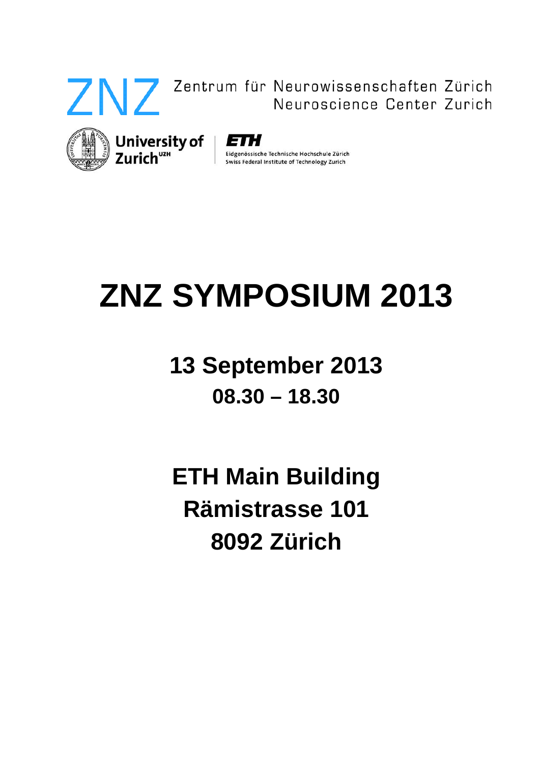ZNZ Zentrum für Neurowissenschaften Zürich
Neuroscience Center Zurich

University of Zurich[UZH]

ETH
Eidgenössische Technische Hochschule Zürich
Swiss Federal Institute of Technology Zurich

# ZNZ SYMPOSIUM 2013

## 13 September 2013
## 08.30 – 18.30

## ETH Main Building
## Rämistrasse 101
## 8092 Zürich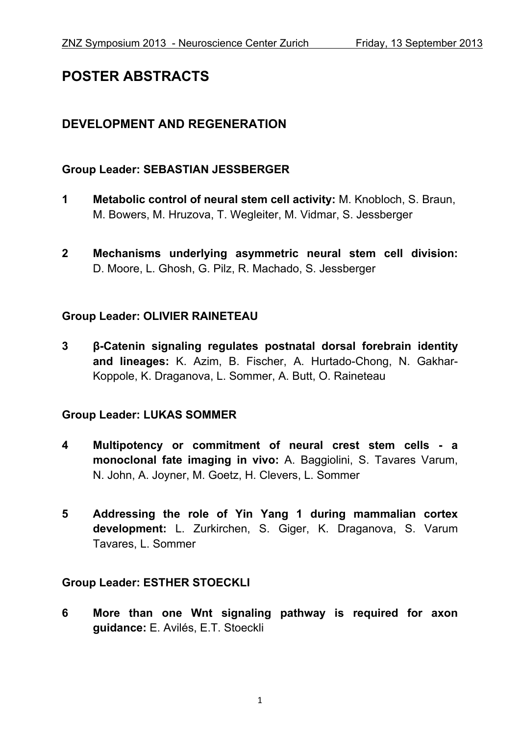# POSTER ABSTRACTS

## DEVELOPMENT AND REGENERATION

### Group Leader: SEBASTIAN JESSBERGER

**1** **Metabolic control of neural stem cell activity:** M. Knobloch, S. Braun, M. Bowers, M. Hruzova, T. Wegleiter, M. Vidmar, S. Jessberger

**2** **Mechanisms underlying asymmetric neural stem cell division:** D. Moore, L. Ghosh, G. Pilz, R. Machado, S. Jessberger

### Group Leader: OLIVIER RAINETEAU

**3** **β-Catenin signaling regulates postnatal dorsal forebrain identity and lineages:** K. Azim, B. Fischer, A. Hurtado-Chong, N. Gakhar-Koppole, K. Draganova, L. Sommer, A. Butt, O. Raineteau

### Group Leader: LUKAS SOMMER

**4** **Multipotency or commitment of neural crest stem cells - a monoclonal fate imaging in vivo:** A. Baggiolini, S. Tavares Varum, N. John, A. Joyner, M. Goetz, H. Clevers, L. Sommer

**5** **Addressing the role of Yin Yang 1 during mammalian cortex development:** L. Zurkirchen, S. Giger, K. Draganova, S. Varum Tavares, L. Sommer

### Group Leader: ESTHER STOECKLI

**6** **More than one Wnt signaling pathway is required for axon guidance:** E. Avilés, E.T. Stoeckli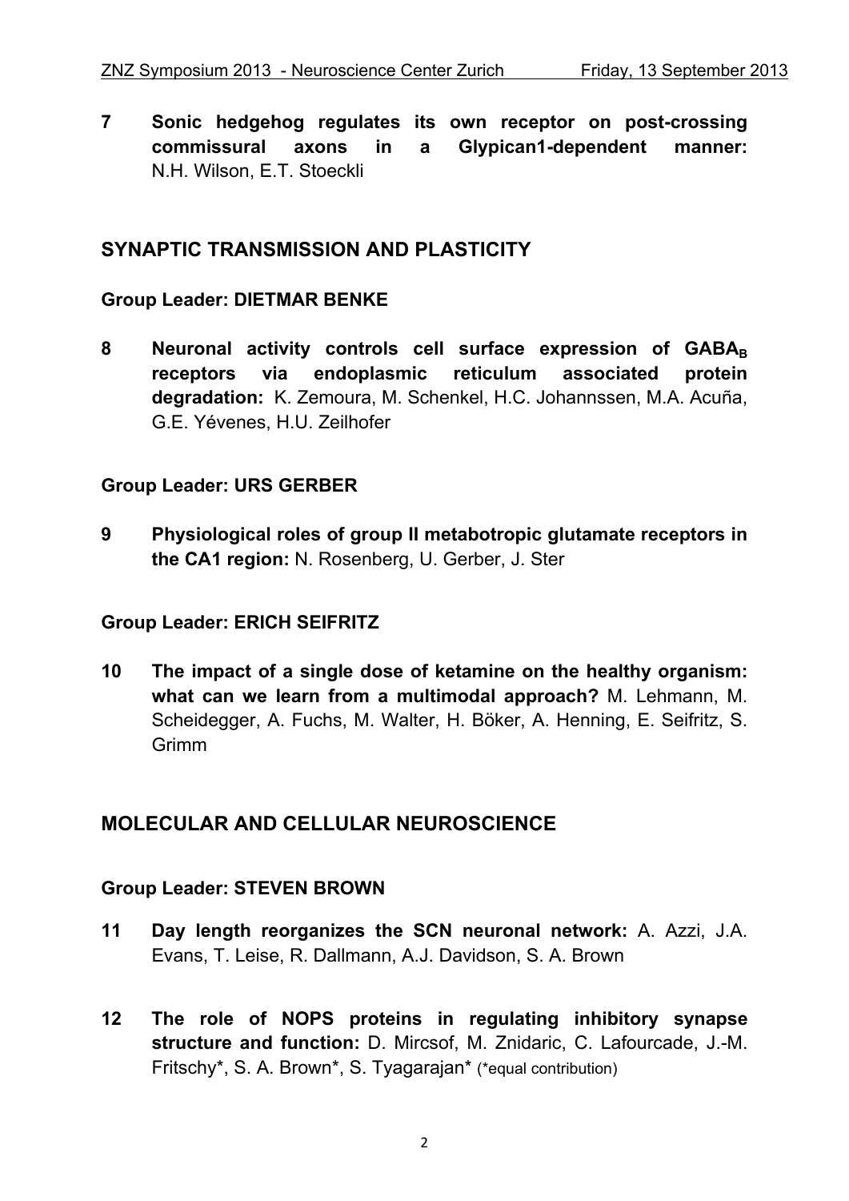**7 Sonic hedgehog regulates its own receptor on post-crossing commissural axons in a Glypican1-dependent manner:** N.H. Wilson, E.T. Stoeckli

## SYNAPTIC TRANSMISSION AND PLASTICITY

### Group Leader: DIETMAR BENKE

**8 Neuronal activity controls cell surface expression of $GABA_B$ receptors via endoplasmic reticulum associated protein degradation:** K. Zemoura, M. Schenkel, H.C. Johannssen, M.A. Acuña, G.E. Yévenes, H.U. Zeilhofer

### Group Leader: URS GERBER

**9 Physiological roles of group II metabotropic glutamate receptors in the CA1 region:** N. Rosenberg, U. Gerber, J. Ster

### Group Leader: ERICH SEIFRITZ

**10 The impact of a single dose of ketamine on the healthy organism: what can we learn from a multimodal approach?** M. Lehmann, M. Scheidegger, A. Fuchs, M. Walter, H. Böker, A. Henning, E. Seifritz, S. Grimm

## MOLECULAR AND CELLULAR NEUROSCIENCE

### Group Leader: STEVEN BROWN

**11 Day length reorganizes the SCN neuronal network:** A. Azzi, J.A. Evans, T. Leise, R. Dallmann, A.J. Davidson, S. A. Brown

**12 The role of NOPS proteins in regulating inhibitory synapse structure and function:** D. Mircsof, M. Znidaric, C. Lafourcade, J.-M. Fritschy*, S. A. Brown*, S. Tyagarajan* (*equal contribution)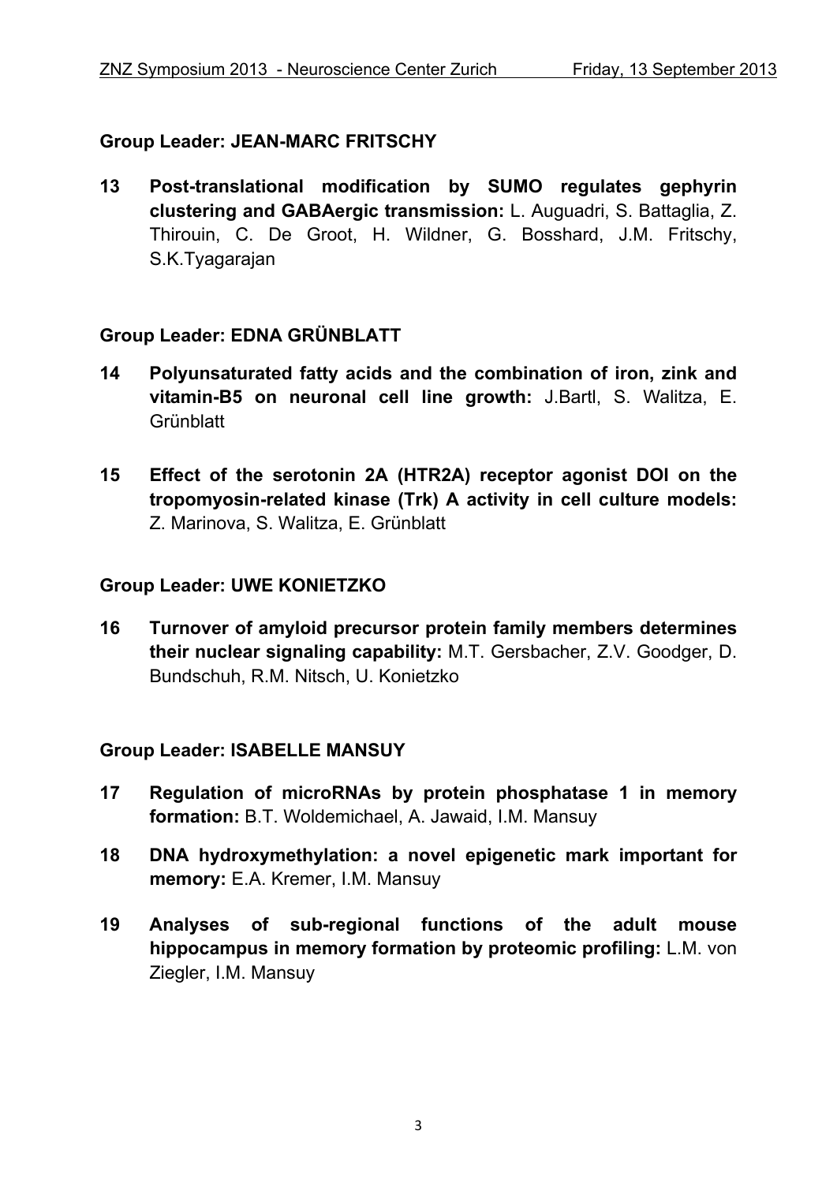## Group Leader: JEAN-MARC FRITSCHY

**13 Post-translational modification by SUMO regulates gephyrin clustering and GABAergic transmission:** L. Auguadri, S. Battaglia, Z. Thirouin, C. De Groot, H. Wildner, G. Bosshard, J.M. Fritschy, S.K.Tyagarajan

## Group Leader: EDNA GRÜNBLATT

**14 Polyunsaturated fatty acids and the combination of iron, zink and vitamin-B5 on neuronal cell line growth:** J.Bartl, S. Walitza, E. Grünblatt

**15 Effect of the serotonin 2A (HTR2A) receptor agonist DOI on the tropomyosin-related kinase (Trk) A activity in cell culture models:** Z. Marinova, S. Walitza, E. Grünblatt

## Group Leader: UWE KONIETZKO

**16 Turnover of amyloid precursor protein family members determines their nuclear signaling capability:** M.T. Gersbacher, Z.V. Goodger, D. Bundschuh, R.M. Nitsch, U. Konietzko

## Group Leader: ISABELLE MANSUY

**17 Regulation of microRNAs by protein phosphatase 1 in memory formation:** B.T. Woldemichael, A. Jawaid, I.M. Mansuy

**18 DNA hydroxymethylation: a novel epigenetic mark important for memory:** E.A. Kremer, I.M. Mansuy

**19 Analyses of sub-regional functions of the adult mouse hippocampus in memory formation by proteomic profiling:** L.M. von Ziegler, I.M. Mansuy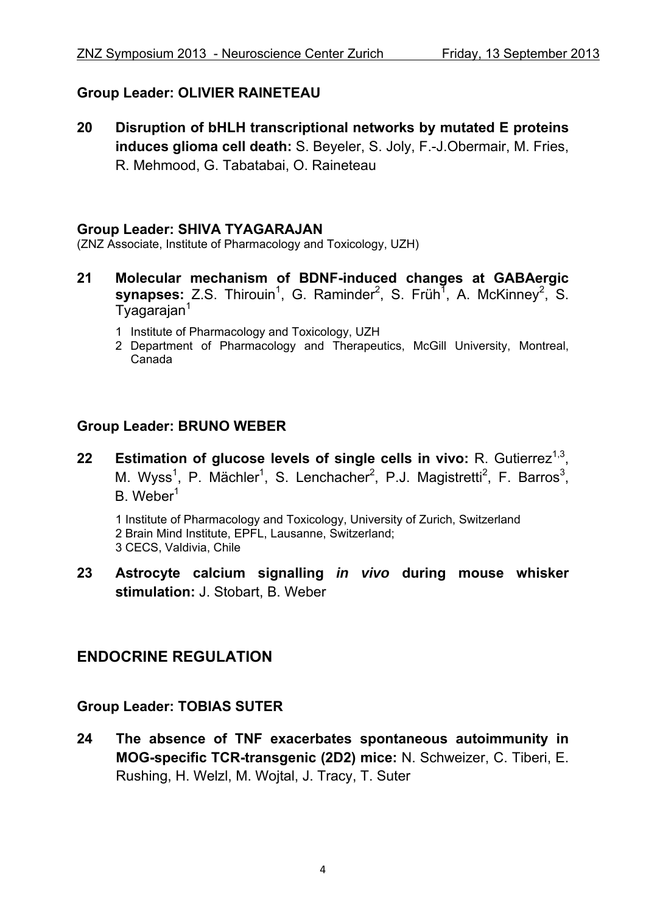### Group Leader: OLIVIER RAINETEAU

**20 Disruption of bHLH transcriptional networks by mutated E proteins induces glioma cell death:** S. Beyeler, S. Joly, F.-J.Obermair, M. Fries, R. Mehmood, G. Tabatabai, O. Raineteau

### Group Leader: SHIVA TYAGARAJAN

(ZNZ Associate, Institute of Pharmacology and Toxicology, UZH)

**21 Molecular mechanism of BDNF-induced changes at GABAergic synapses:** Z.S. Thirouin[1], G. Raminder[2], S. Früh[1], A. McKinney[2], S. Tyagarajan[1]

1 Institute of Pharmacology and Toxicology, UZH
2 Department of Pharmacology and Therapeutics, McGill University, Montreal, Canada

### Group Leader: BRUNO WEBER

**22 Estimation of glucose levels of single cells in vivo:** R. Gutierrez[1,3], M. Wyss[1], P. Mächler[1], S. Lenchacher[2], P.J. Magistretti[2], F. Barros[3], B. Weber[1]

1 Institute of Pharmacology and Toxicology, University of Zurich, Switzerland
2 Brain Mind Institute, EPFL, Lausanne, Switzerland;
3 CECS, Valdivia, Chile

**23 Astrocyte calcium signalling *in vivo* during mouse whisker stimulation:** J. Stobart, B. Weber

## ENDOCRINE REGULATION

### Group Leader: TOBIAS SUTER

**24 The absence of TNF exacerbates spontaneous autoimmunity in MOG-specific TCR-transgenic (2D2) mice:** N. Schweizer, C. Tiberi, E. Rushing, H. Welzl, M. Wojtal, J. Tracy, T. Suter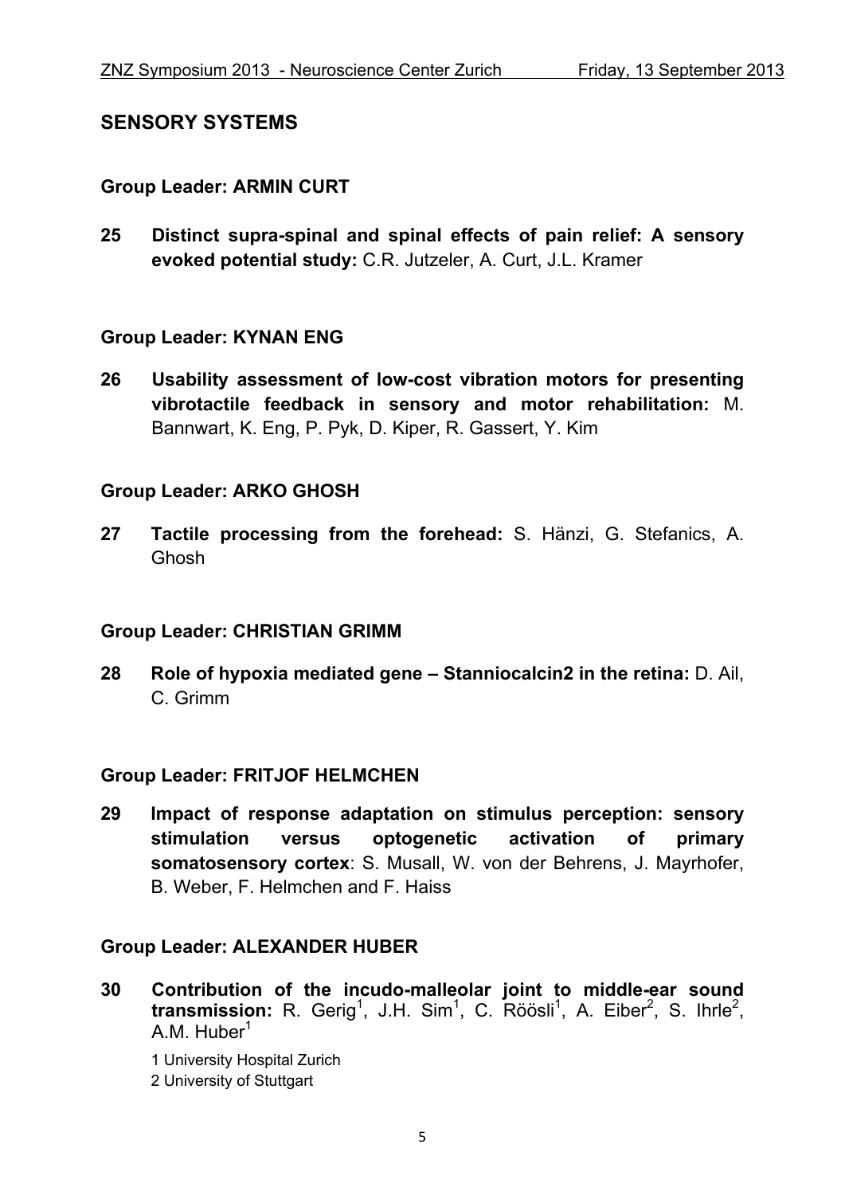## SENSORY SYSTEMS

### Group Leader: ARMIN CURT

**25 Distinct supra-spinal and spinal effects of pain relief: A sensory evoked potential study:** C.R. Jutzeler, A. Curt, J.L. Kramer

### Group Leader: KYNAN ENG

**26 Usability assessment of low-cost vibration motors for presenting vibrotactile feedback in sensory and motor rehabilitation:** M. Bannwart, K. Eng, P. Pyk, D. Kiper, R. Gassert, Y. Kim

### Group Leader: ARKO GHOSH

**27 Tactile processing from the forehead:** S. Hänzi, G. Stefanics, A. Ghosh

### Group Leader: CHRISTIAN GRIMM

**28 Role of hypoxia mediated gene – Stanniocalcin2 in the retina:** D. Ail, C. Grimm

### Group Leader: FRITJOF HELMCHEN

**29 Impact of response adaptation on stimulus perception: sensory stimulation versus optogenetic activation of primary somatosensory cortex**: S. Musall, W. von der Behrens, J. Mayrhofer, B. Weber, F. Helmchen and F. Haiss

### Group Leader: ALEXANDER HUBER

**30 Contribution of the incudo-malleolar joint to middle-ear sound transmission:** R. Gerig[1], J.H. Sim[1], C. Röösli[1], A. Eiber[2], S. Ihrle[2], A.M. Huber[1]

1 University Hospital Zurich
2 University of Stuttgart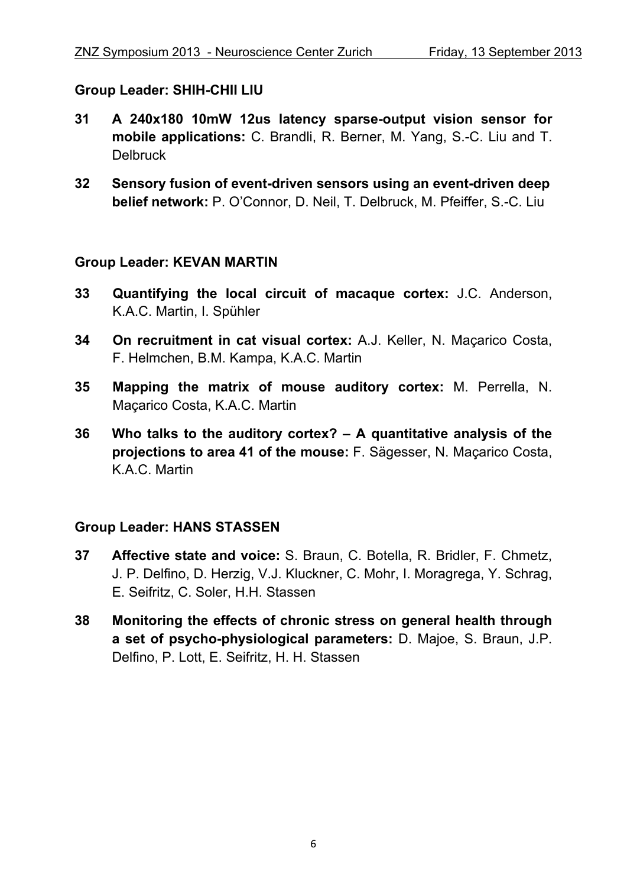**Group Leader: SHIH-CHII LIU**

**31** **A 240x180 10mW 12us latency sparse-output vision sensor for mobile applications:** C. Brandli, R. Berner, M. Yang, S.-C. Liu and T. Delbruck

**32** **Sensory fusion of event-driven sensors using an event-driven deep belief network:** P. O'Connor, D. Neil, T. Delbruck, M. Pfeiffer, S.-C. Liu

**Group Leader: KEVAN MARTIN**

**33** **Quantifying the local circuit of macaque cortex:** J.C. Anderson, K.A.C. Martin, I. Spühler

**34** **On recruitment in cat visual cortex:** A.J. Keller, N. Maçarico Costa, F. Helmchen, B.M. Kampa, K.A.C. Martin

**35** **Mapping the matrix of mouse auditory cortex:** M. Perrella, N. Maçarico Costa, K.A.C. Martin

**36** **Who talks to the auditory cortex? – A quantitative analysis of the projections to area 41 of the mouse:** F. Sägesser, N. Maçarico Costa, K.A.C. Martin

**Group Leader: HANS STASSEN**

**37** **Affective state and voice:** S. Braun, C. Botella, R. Bridler, F. Chmetz, J. P. Delfino, D. Herzig, V.J. Kluckner, C. Mohr, I. Moragrega, Y. Schrag, E. Seifritz, C. Soler, H.H. Stassen

**38** **Monitoring the effects of chronic stress on general health through a set of psycho-physiological parameters:** D. Majoe, S. Braun, J.P. Delfino, P. Lott, E. Seifritz, H. H. Stassen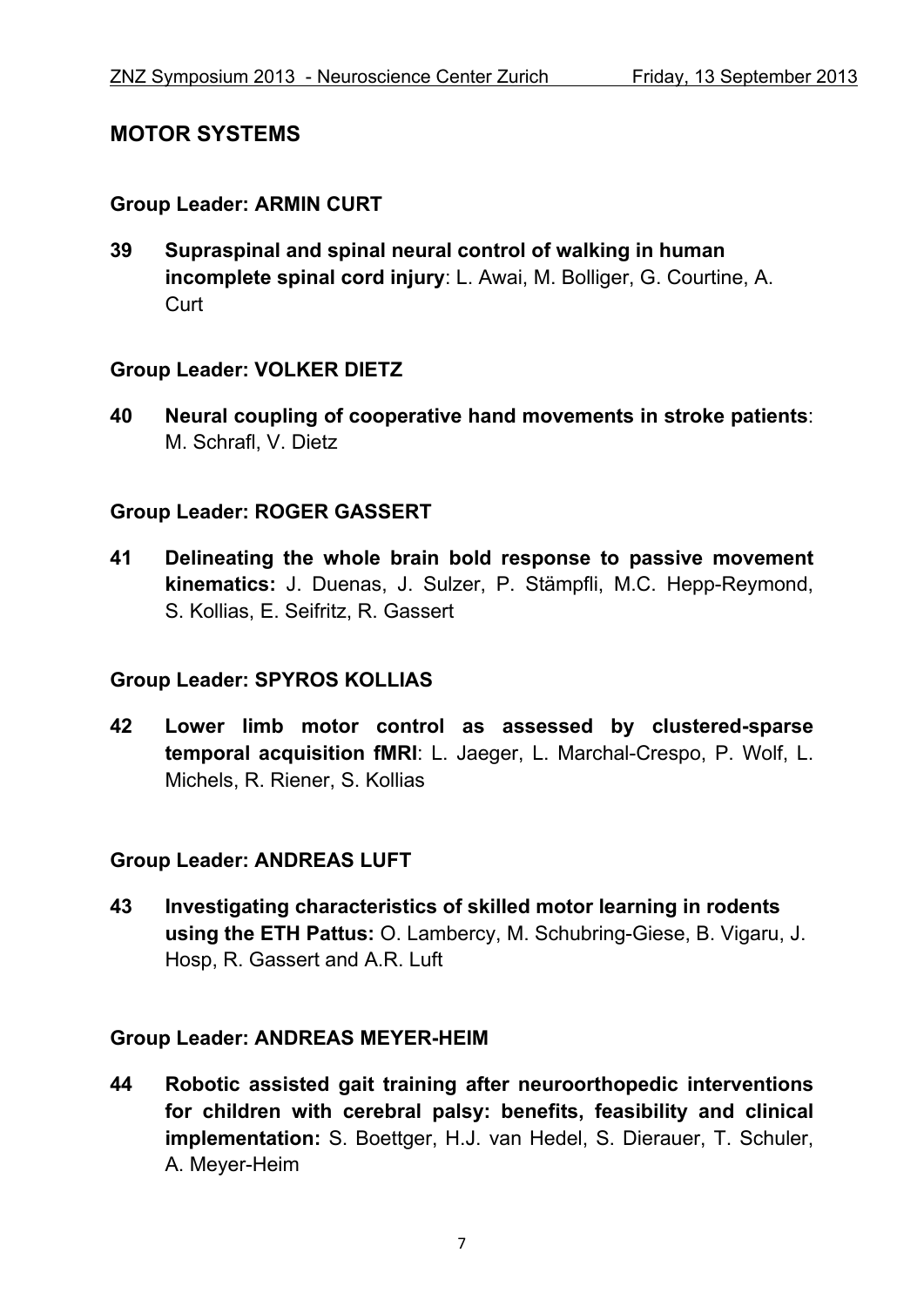## MOTOR SYSTEMS

### Group Leader: ARMIN CURT

**39 Supraspinal and spinal neural control of walking in human incomplete spinal cord injury**: L. Awai, M. Bolliger, G. Courtine, A. Curt

### Group Leader: VOLKER DIETZ

**40 Neural coupling of cooperative hand movements in stroke patients**: M. Schrafl, V. Dietz

### Group Leader: ROGER GASSERT

**41 Delineating the whole brain bold response to passive movement kinematics:** J. Duenas, J. Sulzer, P. Stämpfli, M.C. Hepp-Reymond, S. Kollias, E. Seifritz, R. Gassert

### Group Leader: SPYROS KOLLIAS

**42 Lower limb motor control as assessed by clustered-sparse temporal acquisition fMRI**: L. Jaeger, L. Marchal-Crespo, P. Wolf, L. Michels, R. Riener, S. Kollias

### Group Leader: ANDREAS LUFT

**43 Investigating characteristics of skilled motor learning in rodents using the ETH Pattus:** O. Lambercy, M. Schubring-Giese, B. Vigaru, J. Hosp, R. Gassert and A.R. Luft

### Group Leader: ANDREAS MEYER-HEIM

**44 Robotic assisted gait training after neuroorthopedic interventions for children with cerebral palsy: benefits, feasibility and clinical implementation:** S. Boettger, H.J. van Hedel, S. Dierauer, T. Schuler, A. Meyer-Heim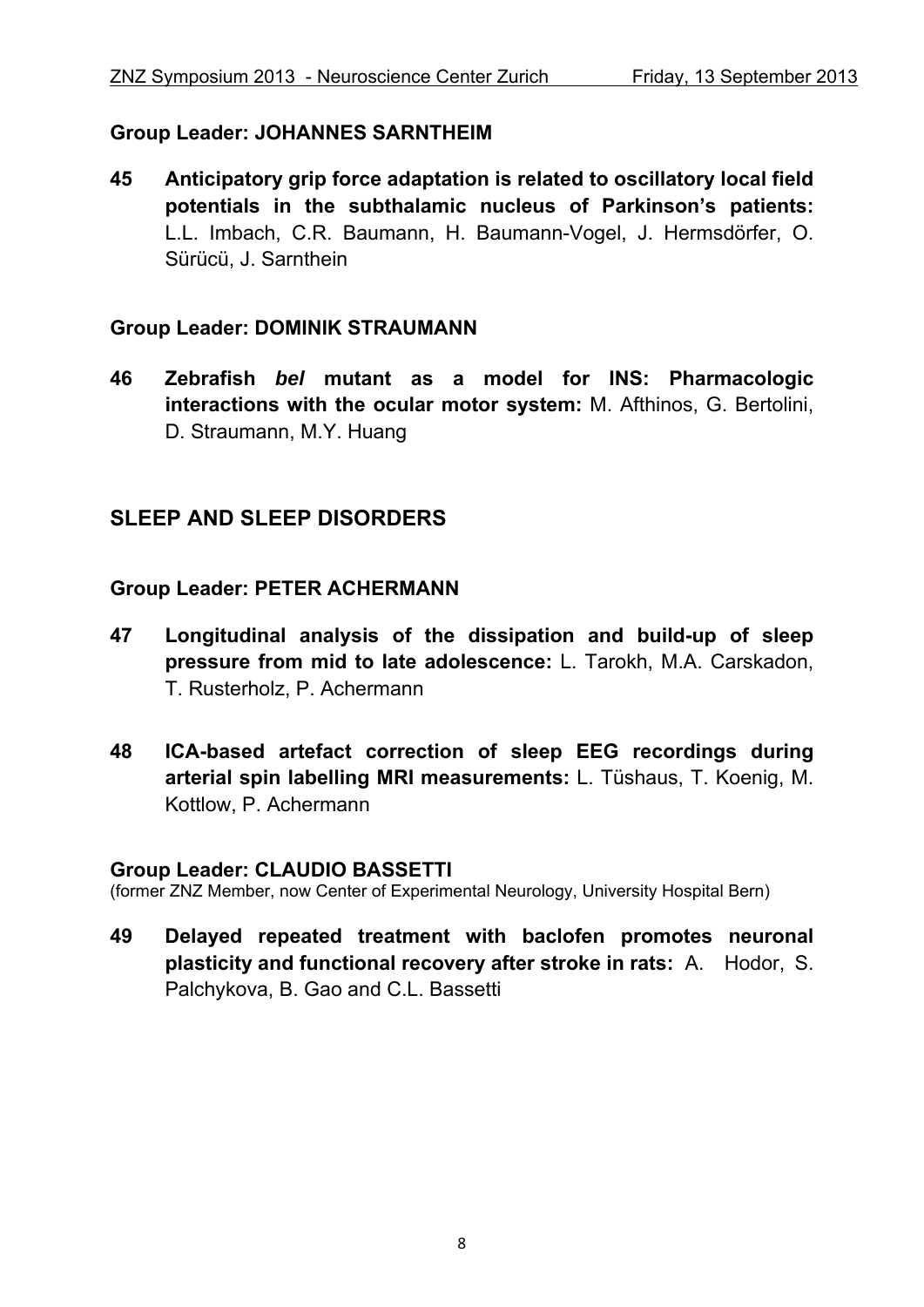**Group Leader: JOHANNES SARNTHEIM**

**45 Anticipatory grip force adaptation is related to oscillatory local field potentials in the subthalamic nucleus of Parkinson's patients:** L.L. Imbach, C.R. Baumann, H. Baumann-Vogel, J. Hermsdörfer, O. Sürücü, J. Sarnthein

**Group Leader: DOMINIK STRAUMANN**

**46 Zebrafish *bel* mutant as a model for INS: Pharmacologic interactions with the ocular motor system:** M. Afthinos, G. Bertolini, D. Straumann, M.Y. Huang

## SLEEP AND SLEEP DISORDERS

**Group Leader: PETER ACHERMANN**

**47 Longitudinal analysis of the dissipation and build-up of sleep pressure from mid to late adolescence:** L. Tarokh, M.A. Carskadon, T. Rusterholz, P. Achermann

**48 ICA-based artefact correction of sleep EEG recordings during arterial spin labelling MRI measurements:** L. Tüshaus, T. Koenig, M. Kottlow, P. Achermann

**Group Leader: CLAUDIO BASSETTI**
(former ZNZ Member, now Center of Experimental Neurology, University Hospital Bern)

**49 Delayed repeated treatment with baclofen promotes neuronal plasticity and functional recovery after stroke in rats:** A. Hodor, S. Palchykova, B. Gao and C.L. Bassetti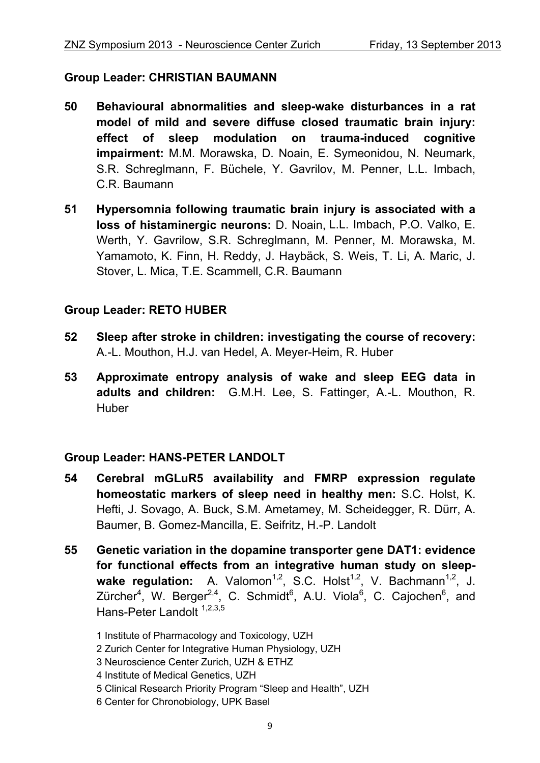## Group Leader: CHRISTIAN BAUMANN

**50** **Behavioural abnormalities and sleep-wake disturbances in a rat model of mild and severe diffuse closed traumatic brain injury: effect of sleep modulation on trauma-induced cognitive impairment:** M.M. Morawska, D. Noain, E. Symeonidou, N. Neumark, S.R. Schreglmann, F. Büchele, Y. Gavrilov, M. Penner, L.L. Imbach, C.R. Baumann

**51** **Hypersomnia following traumatic brain injury is associated with a loss of histaminergic neurons:** D. Noain, L.L. Imbach, P.O. Valko, E. Werth, Y. Gavrilow, S.R. Schreglmann, M. Penner, M. Morawska, M. Yamamoto, K. Finn, H. Reddy, J. Haybäck, S. Weis, T. Li, A. Maric, J. Stover, L. Mica, T.E. Scammell, C.R. Baumann

## Group Leader: RETO HUBER

**52** **Sleep after stroke in children: investigating the course of recovery:** A.-L. Mouthon, H.J. van Hedel, A. Meyer-Heim, R. Huber

**53** **Approximate entropy analysis of wake and sleep EEG data in adults and children:** G.M.H. Lee, S. Fattinger, A.-L. Mouthon, R. Huber

## Group Leader: HANS-PETER LANDOLT

**54** **Cerebral mGLuR5 availability and FMRP expression regulate homeostatic markers of sleep need in healthy men:** S.C. Holst, K. Hefti, J. Sovago, A. Buck, S.M. Ametamey, M. Scheidegger, R. Dürr, A. Baumer, B. Gomez-Mancilla, E. Seifritz, H.-P. Landolt

**55** **Genetic variation in the dopamine transporter gene DAT1: evidence for functional effects from an integrative human study on sleep-wake regulation:** A. Valomon[1,2], S.C. Holst[1,2], V. Bachmann[1,2], J. Zürcher[4], W. Berger[2,4], C. Schmidt[6], A.U. Viola[6], C. Cajochen[6], and Hans-Peter Landolt [1,2,3,5]

1 Institute of Pharmacology and Toxicology, UZH
2 Zurich Center for Integrative Human Physiology, UZH
3 Neuroscience Center Zurich, UZH & ETHZ
4 Institute of Medical Genetics, UZH
5 Clinical Research Priority Program "Sleep and Health", UZH
6 Center for Chronobiology, UPK Basel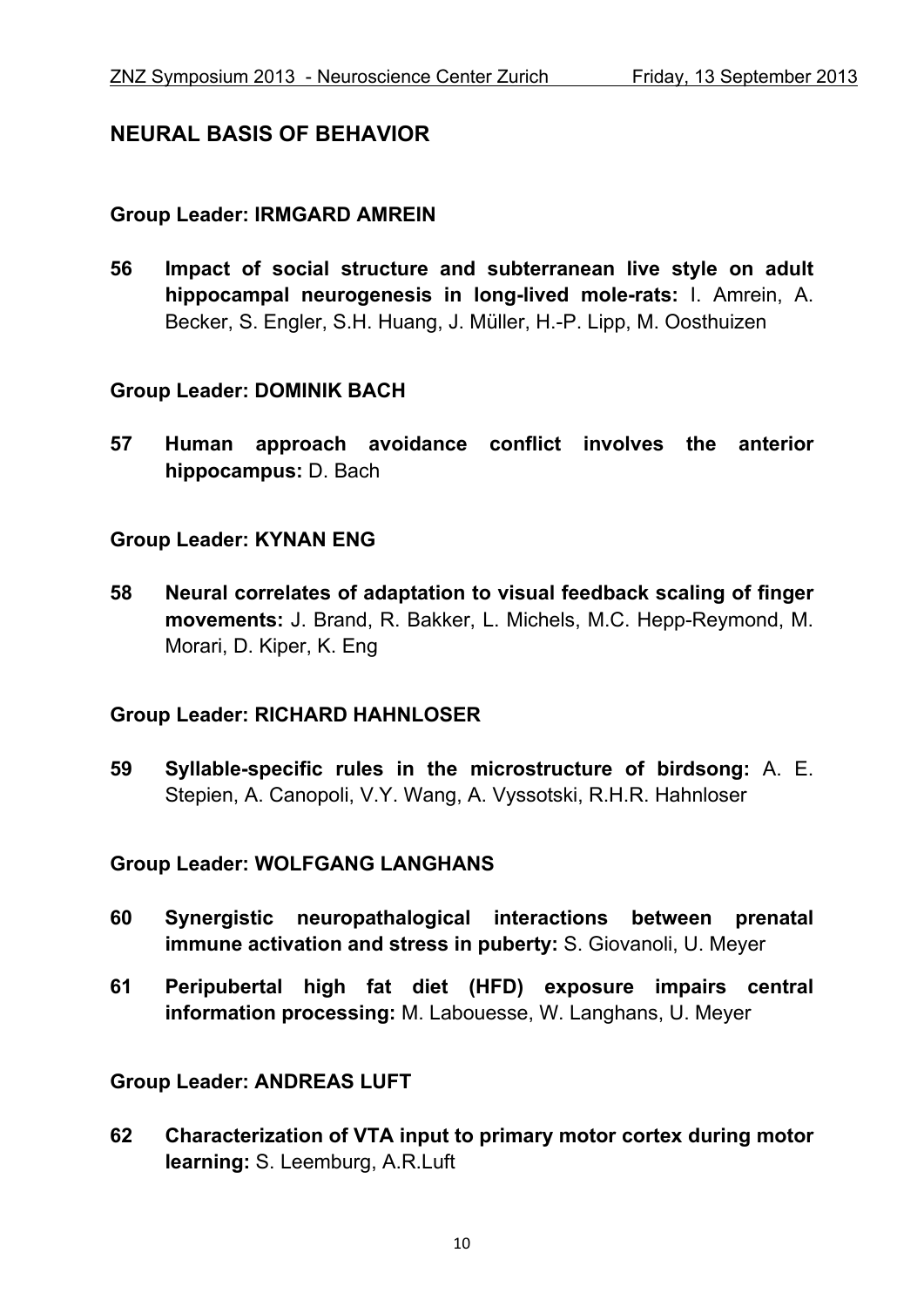## NEURAL BASIS OF BEHAVIOR

### Group Leader: IRMGARD AMREIN

**56 Impact of social structure and subterranean live style on adult hippocampal neurogenesis in long-lived mole-rats:** I. Amrein, A. Becker, S. Engler, S.H. Huang, J. Müller, H.-P. Lipp, M. Oosthuizen

### Group Leader: DOMINIK BACH

**57 Human approach avoidance conflict involves the anterior hippocampus:** D. Bach

### Group Leader: KYNAN ENG

**58 Neural correlates of adaptation to visual feedback scaling of finger movements:** J. Brand, R. Bakker, L. Michels, M.C. Hepp-Reymond, M. Morari, D. Kiper, K. Eng

### Group Leader: RICHARD HAHNLOSER

**59 Syllable-specific rules in the microstructure of birdsong:** A. E. Stepien, A. Canopoli, V.Y. Wang, A. Vyssotski, R.H.R. Hahnloser

### Group Leader: WOLFGANG LANGHANS

**60 Synergistic neuropathalogical interactions between prenatal immune activation and stress in puberty:** S. Giovanoli, U. Meyer

**61 Peripubertal high fat diet (HFD) exposure impairs central information processing:** M. Labouesse, W. Langhans, U. Meyer

### Group Leader: ANDREAS LUFT

**62 Characterization of VTA input to primary motor cortex during motor learning:** S. Leemburg, A.R.Luft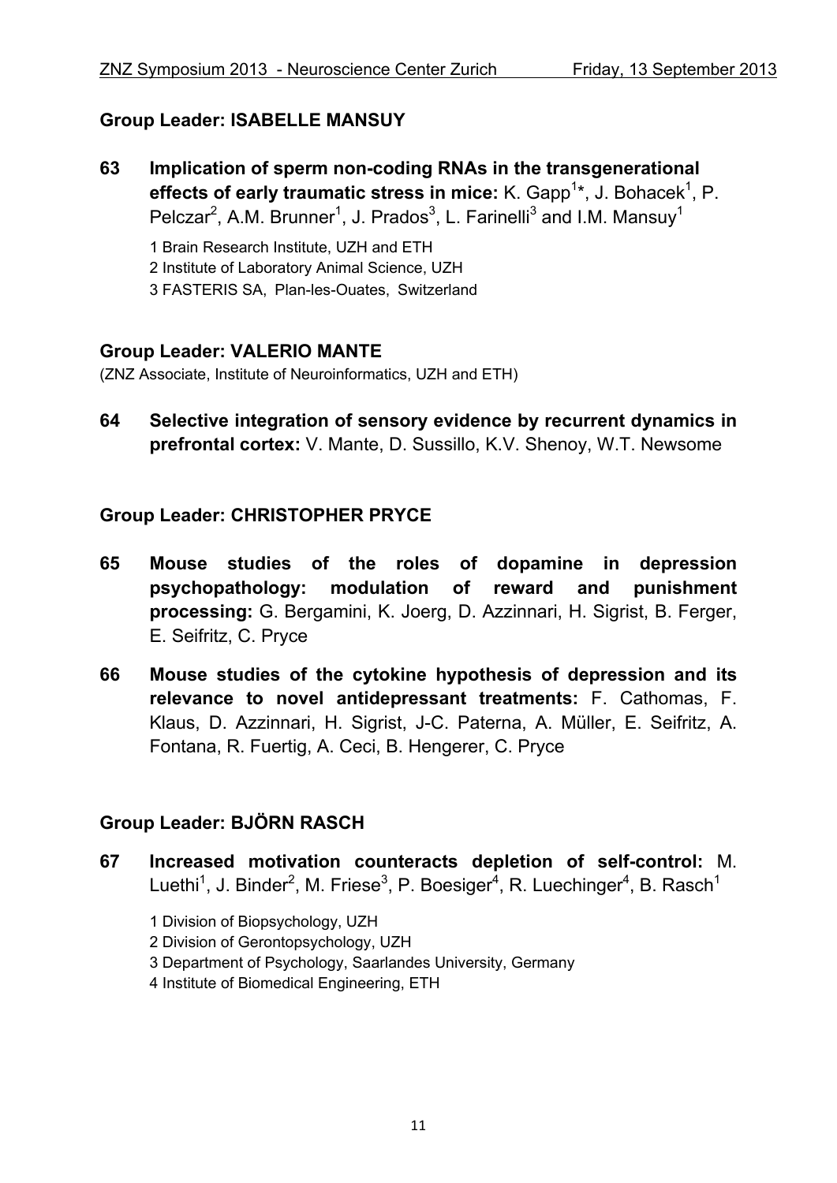## Group Leader: ISABELLE MANSUY

**63 Implication of sperm non-coding RNAs in the transgenerational effects of early traumatic stress in mice:** K. Gapp[1]*, J. Bohacek[1], P. Pelczar[2], A.M. Brunner[1], J. Prados[3], L. Farinelli[3] and I.M. Mansuy[1]

1 Brain Research Institute, UZH and ETH
2 Institute of Laboratory Animal Science, UZH
3 FASTERIS SA, Plan-les-Ouates, Switzerland

## Group Leader: VALERIO MANTE

(ZNZ Associate, Institute of Neuroinformatics, UZH and ETH)

**64 Selective integration of sensory evidence by recurrent dynamics in prefrontal cortex:** V. Mante, D. Sussillo, K.V. Shenoy, W.T. Newsome

## Group Leader: CHRISTOPHER PRYCE

**65 Mouse studies of the roles of dopamine in depression psychopathology: modulation of reward and punishment processing:** G. Bergamini, K. Joerg, D. Azzinnari, H. Sigrist, B. Ferger, E. Seifritz, C. Pryce

**66 Mouse studies of the cytokine hypothesis of depression and its relevance to novel antidepressant treatments:** F. Cathomas, F. Klaus, D. Azzinnari, H. Sigrist, J-C. Paterna, A. Müller, E. Seifritz, A. Fontana, R. Fuertig, A. Ceci, B. Hengerer, C. Pryce

## Group Leader: BJÖRN RASCH

**67 Increased motivation counteracts depletion of self-control:** M. Luethi[1], J. Binder[2], M. Friese[3], P. Boesiger[4], R. Luechinger[4], B. Rasch[1]

1 Division of Biopsychology, UZH
2 Division of Gerontopsychology, UZH
3 Department of Psychology, Saarlandes University, Germany
4 Institute of Biomedical Engineering, ETH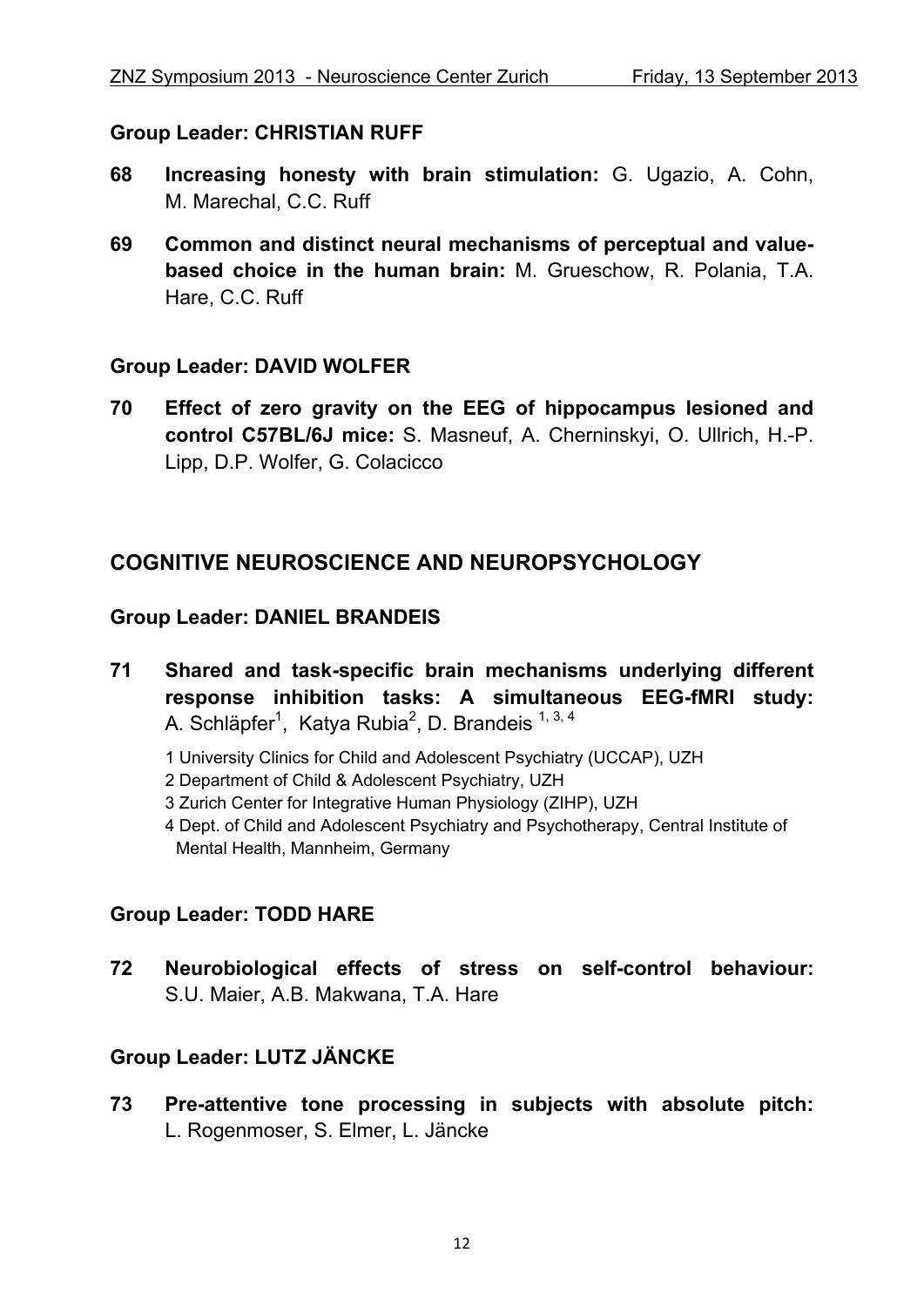**Group Leader: CHRISTIAN RUFF**

**68** **Increasing honesty with brain stimulation:** G. Ugazio, A. Cohn, M. Marechal, C.C. Ruff

**69** **Common and distinct neural mechanisms of perceptual and value-based choice in the human brain:** M. Grueschow, R. Polania, T.A. Hare, C.C. Ruff

**Group Leader: DAVID WOLFER**

**70** **Effect of zero gravity on the EEG of hippocampus lesioned and control C57BL/6J mice:** S. Masneuf, A. Cherninskyi, O. Ullrich, H.-P. Lipp, D.P. Wolfer, G. Colacicco

## COGNITIVE NEUROSCIENCE AND NEUROPSYCHOLOGY

**Group Leader: DANIEL BRANDEIS**

**71** **Shared and task-specific brain mechanisms underlying different response inhibition tasks: A simultaneous EEG-fMRI study:** A. Schläpfer[1], Katya Rubia[2], D. Brandeis [1, 3, 4]

1 University Clinics for Child and Adolescent Psychiatry (UCCAP), UZH
2 Department of Child & Adolescent Psychiatry, UZH
3 Zurich Center for Integrative Human Physiology (ZIHP), UZH
4 Dept. of Child and Adolescent Psychiatry and Psychotherapy, Central Institute of Mental Health, Mannheim, Germany

**Group Leader: TODD HARE**

**72** **Neurobiological effects of stress on self-control behaviour:** S.U. Maier, A.B. Makwana, T.A. Hare

**Group Leader: LUTZ JÄNCKE**

**73** **Pre-attentive tone processing in subjects with absolute pitch:** L. Rogenmoser, S. Elmer, L. Jäncke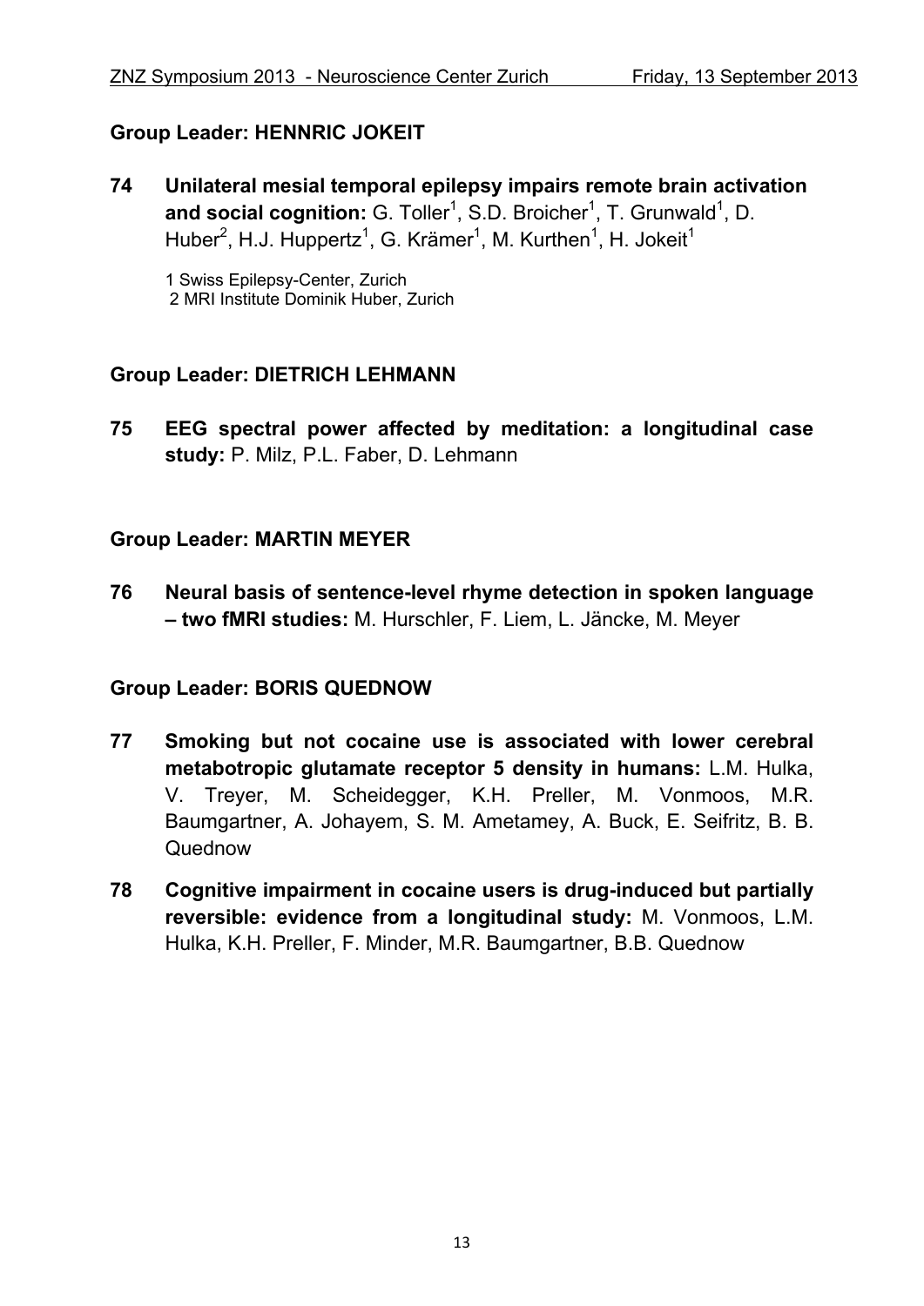## Group Leader: HENNRIC JOKEIT

**74 Unilateral mesial temporal epilepsy impairs remote brain activation and social cognition:** G. Toller[1], S.D. Broicher[1], T. Grunwald[1], D. Huber[2], H.J. Huppertz[1], G. Krämer[1], M. Kurthen[1], H. Jokeit[1]

1 Swiss Epilepsy-Center, Zurich
2 MRI Institute Dominik Huber, Zurich

## Group Leader: DIETRICH LEHMANN

**75 EEG spectral power affected by meditation: a longitudinal case study:** P. Milz, P.L. Faber, D. Lehmann

## Group Leader: MARTIN MEYER

**76 Neural basis of sentence-level rhyme detection in spoken language – two fMRI studies:** M. Hurschler, F. Liem, L. Jäncke, M. Meyer

## Group Leader: BORIS QUEDNOW

**77 Smoking but not cocaine use is associated with lower cerebral metabotropic glutamate receptor 5 density in humans:** L.M. Hulka, V. Treyer, M. Scheidegger, K.H. Preller, M. Vonmoos, M.R. Baumgartner, A. Johayem, S. M. Ametamey, A. Buck, E. Seifritz, B. B. Quednow

**78 Cognitive impairment in cocaine users is drug-induced but partially reversible: evidence from a longitudinal study:** M. Vonmoos, L.M. Hulka, K.H. Preller, F. Minder, M.R. Baumgartner, B.B. Quednow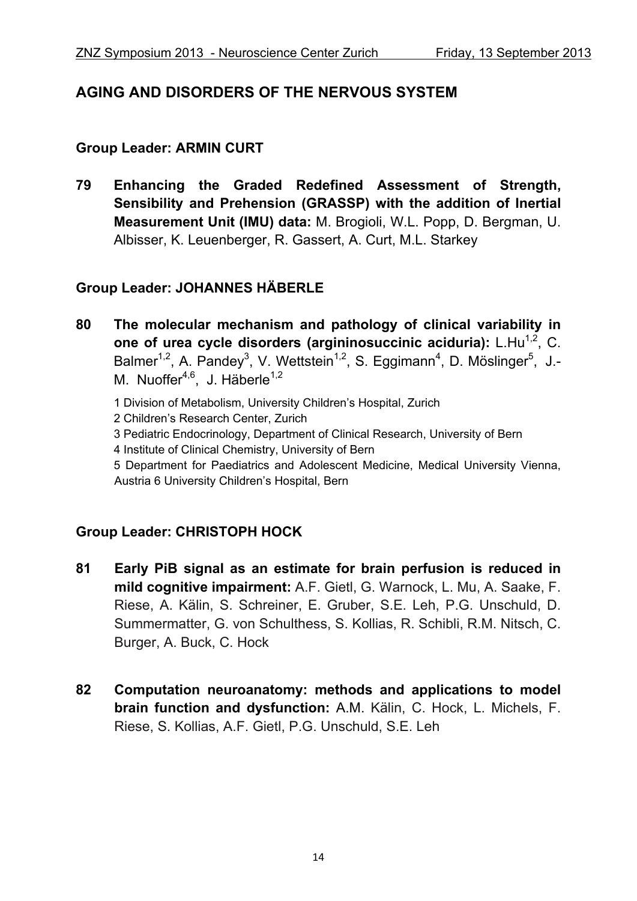## AGING AND DISORDERS OF THE NERVOUS SYSTEM

### Group Leader: ARMIN CURT

**79 Enhancing the Graded Redefined Assessment of Strength, Sensibility and Prehension (GRASSP) with the addition of Inertial Measurement Unit (IMU) data:** M. Brogioli, W.L. Popp, D. Bergman, U. Albisser, K. Leuenberger, R. Gassert, A. Curt, M.L. Starkey

### Group Leader: JOHANNES HÄBERLE

**80 The molecular mechanism and pathology of clinical variability in one of urea cycle disorders (argininosuccinic aciduria):** L.Hu[1,2], C. Balmer[1,2], A. Pandey[3], V. Wettstein[1,2], S. Eggimann[4], D. Möslinger[5], J.-M. Nuoffer[4,6], J. Häberle[1,2]

1 Division of Metabolism, University Children's Hospital, Zurich
2 Children's Research Center, Zurich
3 Pediatric Endocrinology, Department of Clinical Research, University of Bern
4 Institute of Clinical Chemistry, University of Bern
5 Department for Paediatrics and Adolescent Medicine, Medical University Vienna, Austria 6 University Children's Hospital, Bern

### Group Leader: CHRISTOPH HOCK

**81 Early PiB signal as an estimate for brain perfusion is reduced in mild cognitive impairment:** A.F. Gietl, G. Warnock, L. Mu, A. Saake, F. Riese, A. Kälin, S. Schreiner, E. Gruber, S.E. Leh, P.G. Unschuld, D. Summermatter, G. von Schulthess, S. Kollias, R. Schibli, R.M. Nitsch, C. Burger, A. Buck, C. Hock

**82 Computation neuroanatomy: methods and applications to model brain function and dysfunction:** A.M. Kälin, C. Hock, L. Michels, F. Riese, S. Kollias, A.F. Gietl, P.G. Unschuld, S.E. Leh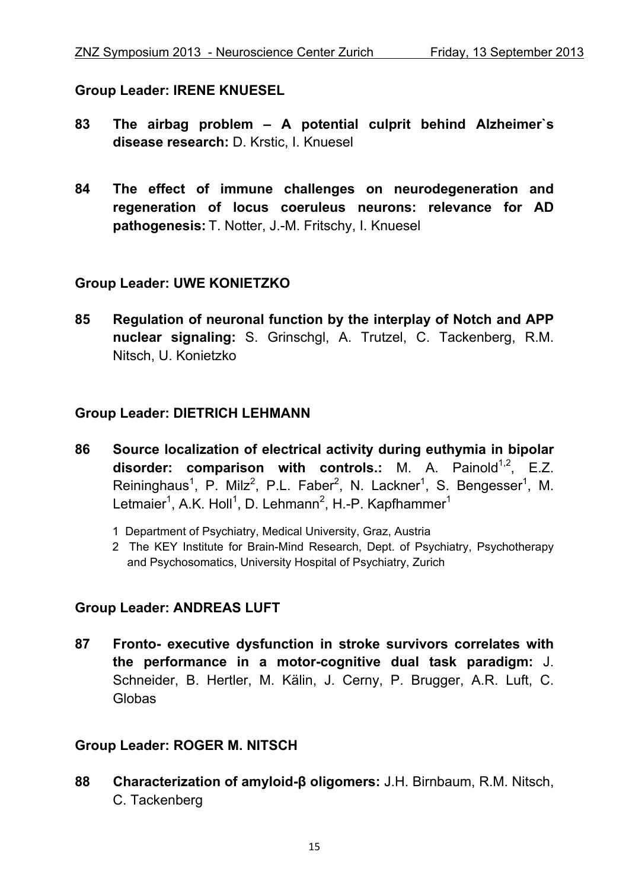**Group Leader: IRENE KNUESEL**

**83 The airbag problem – A potential culprit behind Alzheimer`s disease research:** D. Krstic, I. Knuesel

**84 The effect of immune challenges on neurodegeneration and regeneration of locus coeruleus neurons: relevance for AD pathogenesis:** T. Notter, J.-M. Fritschy, I. Knuesel

**Group Leader: UWE KONIETZKO**

**85 Regulation of neuronal function by the interplay of Notch and APP nuclear signaling:** S. Grinschgl, A. Trutzel, C. Tackenberg, R.M. Nitsch, U. Konietzko

**Group Leader: DIETRICH LEHMANN**

**86 Source localization of electrical activity during euthymia in bipolar disorder: comparison with controls.:** M. A. Painold[1,2], E.Z. Reininghaus[1], P. Milz[2], P.L. Faber[2], N. Lackner[1], S. Bengesser[1], M. Letmaier[1], A.K. Holl[1], D. Lehmann[2], H.-P. Kapfhammer[1]

1 Department of Psychiatry, Medical University, Graz, Austria

2 The KEY Institute for Brain-Mind Research, Dept. of Psychiatry, Psychotherapy and Psychosomatics, University Hospital of Psychiatry, Zurich

**Group Leader: ANDREAS LUFT**

**87 Fronto- executive dysfunction in stroke survivors correlates with the performance in a motor-cognitive dual task paradigm:** J. Schneider, B. Hertler, M. Kälin, J. Cerny, P. Brugger, A.R. Luft, C. Globas

**Group Leader: ROGER M. NITSCH**

**88 Characterization of amyloid-β oligomers:** J.H. Birnbaum, R.M. Nitsch, C. Tackenberg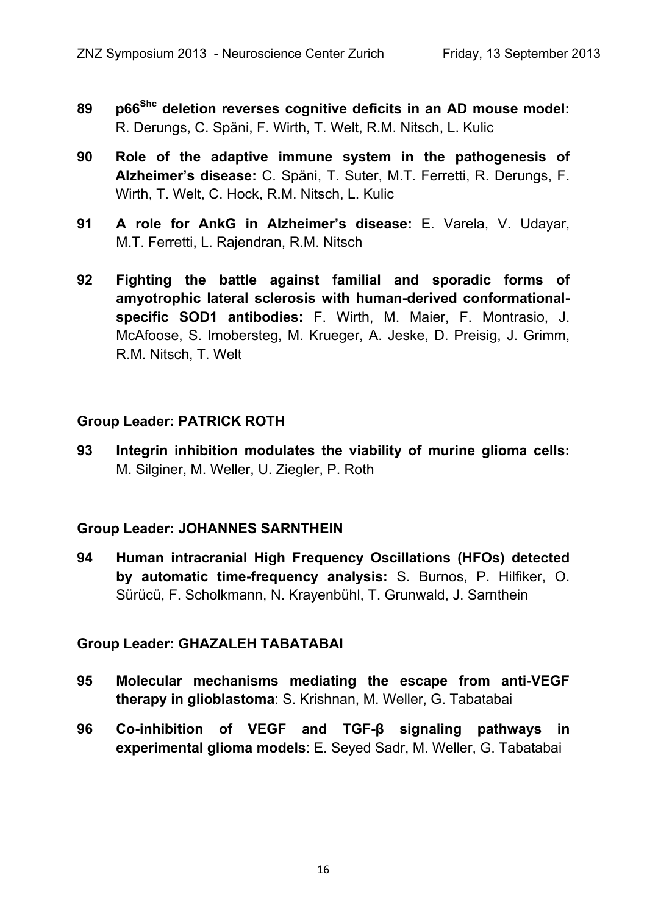**89 p66$^{Shc}$ deletion reverses cognitive deficits in an AD mouse model:** R. Derungs, C. Späni, F. Wirth, T. Welt, R.M. Nitsch, L. Kulic

**90 Role of the adaptive immune system in the pathogenesis of Alzheimer's disease:** C. Späni, T. Suter, M.T. Ferretti, R. Derungs, F. Wirth, T. Welt, C. Hock, R.M. Nitsch, L. Kulic

**91 A role for AnkG in Alzheimer's disease:** E. Varela, V. Udayar, M.T. Ferretti, L. Rajendran, R.M. Nitsch

**92 Fighting the battle against familial and sporadic forms of amyotrophic lateral sclerosis with human-derived conformational-specific SOD1 antibodies:** F. Wirth, M. Maier, F. Montrasio, J. McAfoose, S. Imobersteg, M. Krueger, A. Jeske, D. Preisig, J. Grimm, R.M. Nitsch, T. Welt

## Group Leader: PATRICK ROTH

**93 Integrin inhibition modulates the viability of murine glioma cells:** M. Silginer, M. Weller, U. Ziegler, P. Roth

## Group Leader: JOHANNES SARNTHEIN

**94 Human intracranial High Frequency Oscillations (HFOs) detected by automatic time-frequency analysis:** S. Burnos, P. Hilfiker, O. Sürücü, F. Scholkmann, N. Krayenbühl, T. Grunwald, J. Sarnthein

## Group Leader: GHAZALEH TABATABAI

**95 Molecular mechanisms mediating the escape from anti-VEGF therapy in glioblastoma**: S. Krishnan, M. Weller, G. Tabatabai

**96 Co-inhibition of VEGF and TGF-β signaling pathways in experimental glioma models**: E. Seyed Sadr, M. Weller, G. Tabatabai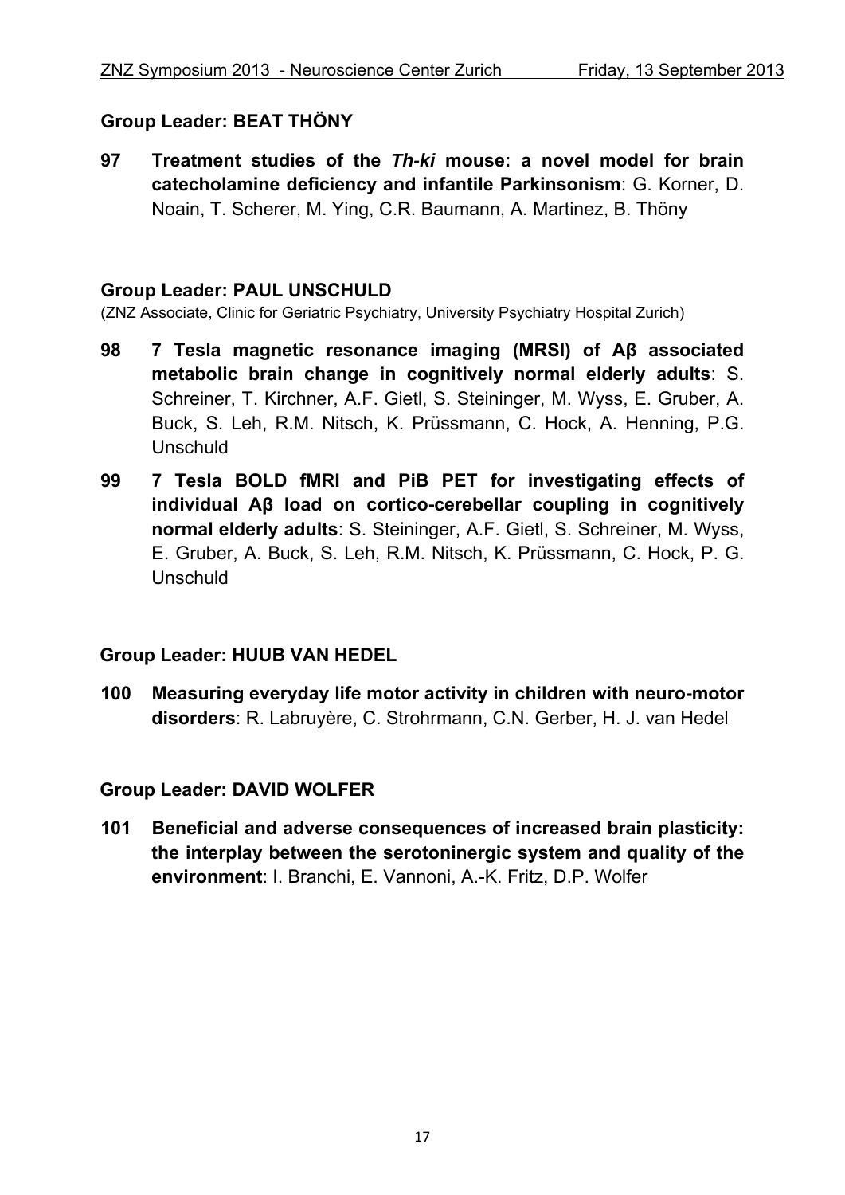**Group Leader: BEAT THÖNY**

**97 Treatment studies of the *Th-ki* mouse: a novel model for brain catecholamine deficiency and infantile Parkinsonism**: G. Korner, D. Noain, T. Scherer, M. Ying, C.R. Baumann, A. Martinez, B. Thöny

**Group Leader: PAUL UNSCHULD**

(ZNZ Associate, Clinic for Geriatric Psychiatry, University Psychiatry Hospital Zurich)

**98 7 Tesla magnetic resonance imaging (MRSI) of Aβ associated metabolic brain change in cognitively normal elderly adults**: S. Schreiner, T. Kirchner, A.F. Gietl, S. Steininger, M. Wyss, E. Gruber, A. Buck, S. Leh, R.M. Nitsch, K. Prüssmann, C. Hock, A. Henning, P.G. Unschuld

**99 7 Tesla BOLD fMRI and PiB PET for investigating effects of individual Aβ load on cortico-cerebellar coupling in cognitively normal elderly adults**: S. Steininger, A.F. Gietl, S. Schreiner, M. Wyss, E. Gruber, A. Buck, S. Leh, R.M. Nitsch, K. Prüssmann, C. Hock, P. G. Unschuld

**Group Leader: HUUB VAN HEDEL**

**100 Measuring everyday life motor activity in children with neuro-motor disorders**: R. Labruyère, C. Strohrmann, C.N. Gerber, H. J. van Hedel

**Group Leader: DAVID WOLFER**

**101 Beneficial and adverse consequences of increased brain plasticity: the interplay between the serotoninergic system and quality of the environment**: I. Branchi, E. Vannoni, A.-K. Fritz, D.P. Wolfer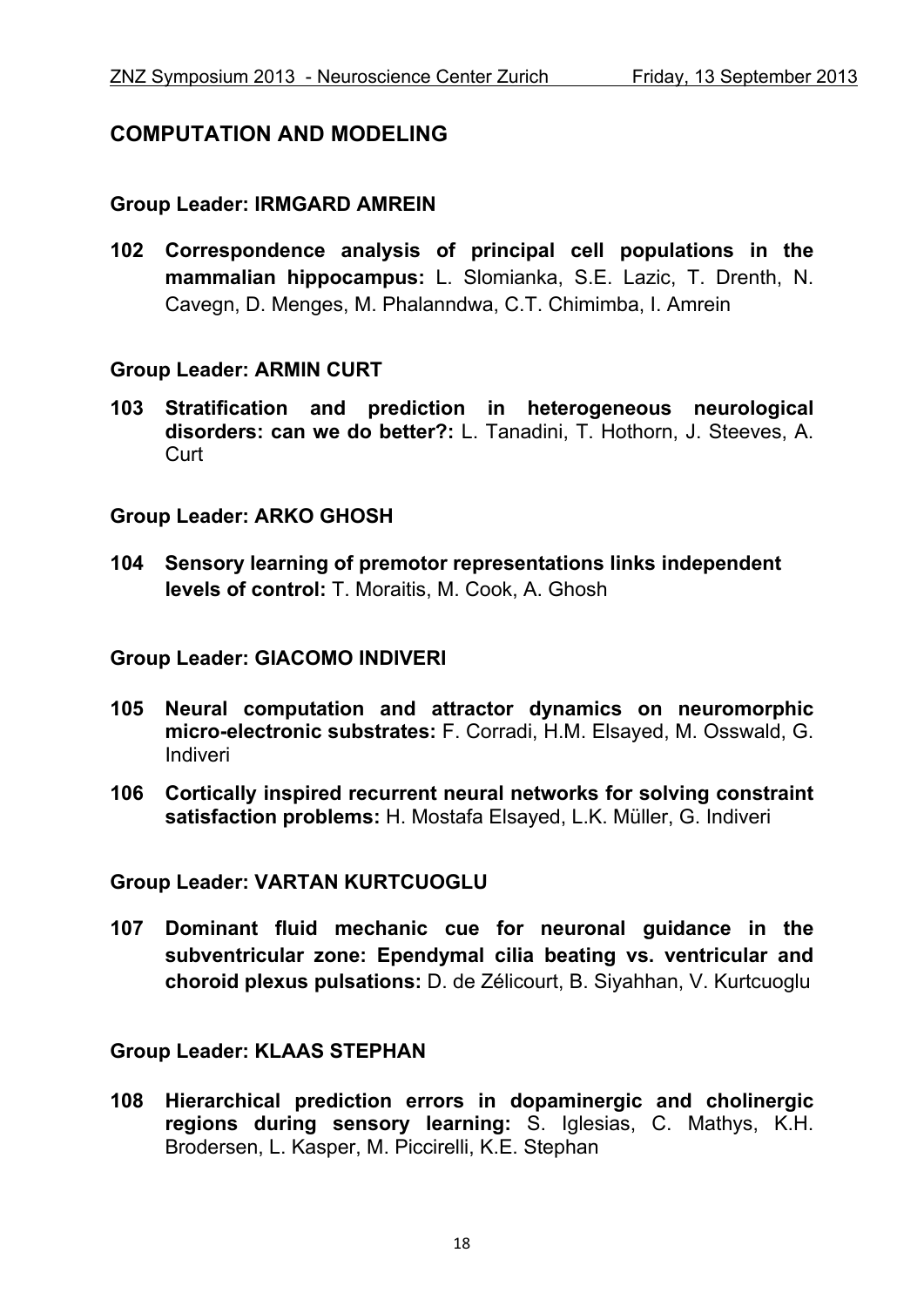## COMPUTATION AND MODELING

### Group Leader: IRMGARD AMREIN

**102 Correspondence analysis of principal cell populations in the mammalian hippocampus:** L. Slomianka, S.E. Lazic, T. Drenth, N. Cavegn, D. Menges, M. Phalanndwa, C.T. Chimimba, I. Amrein

### Group Leader: ARMIN CURT

**103 Stratification and prediction in heterogeneous neurological disorders: can we do better?:** L. Tanadini, T. Hothorn, J. Steeves, A. Curt

### Group Leader: ARKO GHOSH

**104 Sensory learning of premotor representations links independent levels of control:** T. Moraitis, M. Cook, A. Ghosh

### Group Leader: GIACOMO INDIVERI

**105 Neural computation and attractor dynamics on neuromorphic micro-electronic substrates:** F. Corradi, H.M. Elsayed, M. Osswald, G. Indiveri

**106 Cortically inspired recurrent neural networks for solving constraint satisfaction problems:** H. Mostafa Elsayed, L.K. Müller, G. Indiveri

### Group Leader: VARTAN KURTCUOGLU

**107 Dominant fluid mechanic cue for neuronal guidance in the subventricular zone: Ependymal cilia beating vs. ventricular and choroid plexus pulsations:** D. de Zélicourt, B. Siyahhan, V. Kurtcuoglu

### Group Leader: KLAAS STEPHAN

**108 Hierarchical prediction errors in dopaminergic and cholinergic regions during sensory learning:** S. Iglesias, C. Mathys, K.H. Brodersen, L. Kasper, M. Piccirelli, K.E. Stephan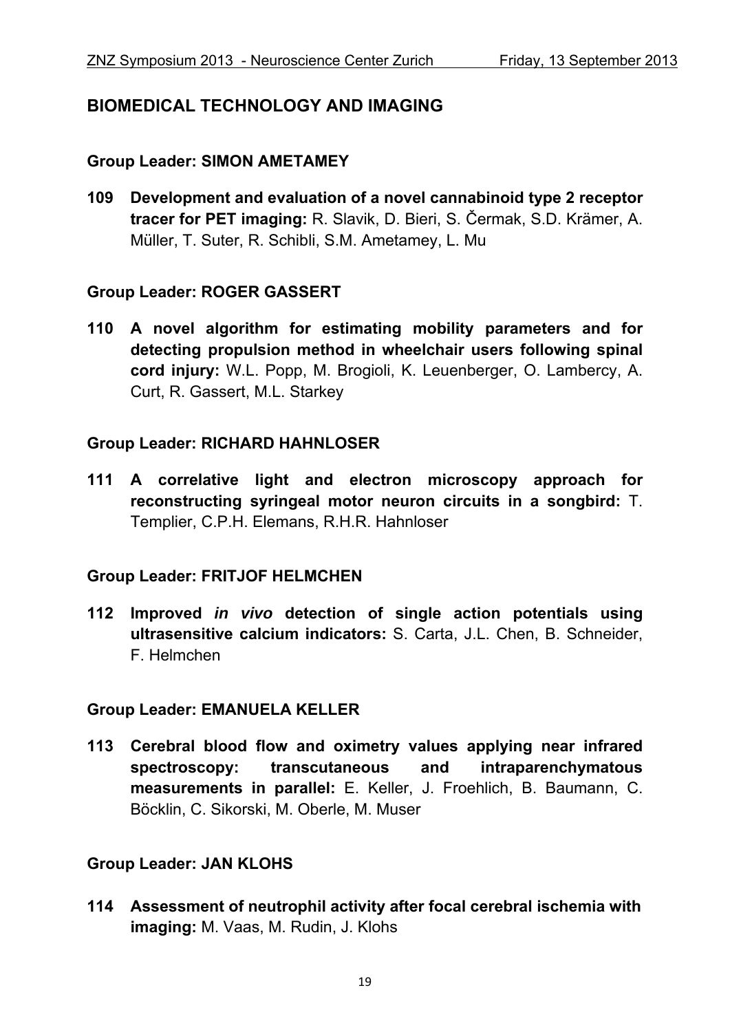## BIOMEDICAL TECHNOLOGY AND IMAGING

### Group Leader: SIMON AMETAMEY

**109 Development and evaluation of a novel cannabinoid type 2 receptor tracer for PET imaging:** R. Slavik, D. Bieri, S. Čermak, S.D. Krämer, A. Müller, T. Suter, R. Schibli, S.M. Ametamey, L. Mu

### Group Leader: ROGER GASSERT

**110 A novel algorithm for estimating mobility parameters and for detecting propulsion method in wheelchair users following spinal cord injury:** W.L. Popp, M. Brogioli, K. Leuenberger, O. Lambercy, A. Curt, R. Gassert, M.L. Starkey

### Group Leader: RICHARD HAHNLOSER

**111 A correlative light and electron microscopy approach for reconstructing syringeal motor neuron circuits in a songbird:** T. Templier, C.P.H. Elemans, R.H.R. Hahnloser

### Group Leader: FRITJOF HELMCHEN

**112 Improved *in vivo* detection of single action potentials using ultrasensitive calcium indicators:** S. Carta, J.L. Chen, B. Schneider, F. Helmchen

### Group Leader: EMANUELA KELLER

**113 Cerebral blood flow and oximetry values applying near infrared spectroscopy: transcutaneous and intraparenchymatous measurements in parallel:** E. Keller, J. Froehlich, B. Baumann, C. Böcklin, C. Sikorski, M. Oberle, M. Muser

### Group Leader: JAN KLOHS

**114 Assessment of neutrophil activity after focal cerebral ischemia with imaging:** M. Vaas, M. Rudin, J. Klohs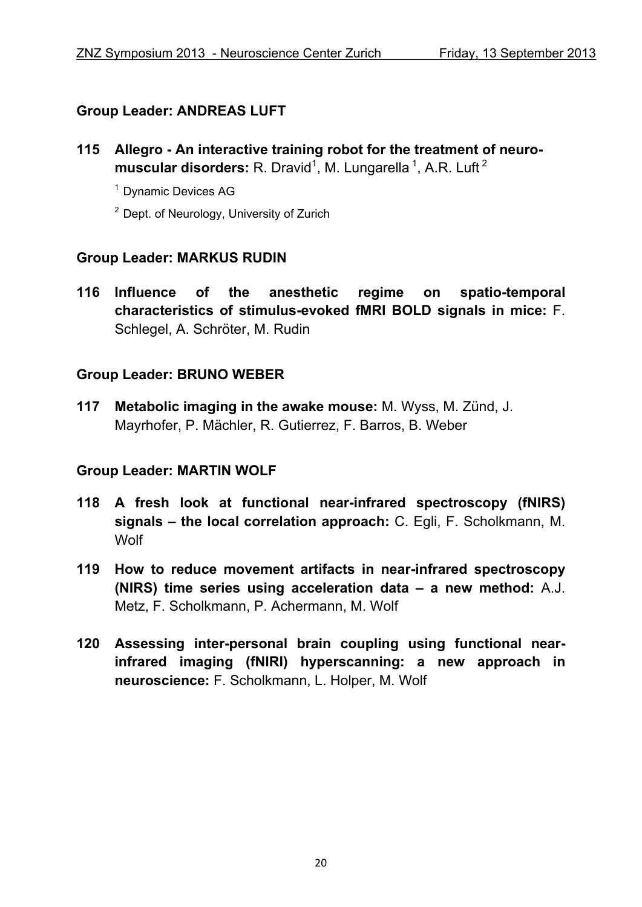## Group Leader: ANDREAS LUFT

**115 Allegro - An interactive training robot for the treatment of neuro-muscular disorders:** R. Dravid[1], M. Lungarella[1], A.R. Luft[2]

[1] Dynamic Devices AG

[2] Dept. of Neurology, University of Zurich

## Group Leader: MARKUS RUDIN

**116 Influence of the anesthetic regime on spatio-temporal characteristics of stimulus-evoked fMRI BOLD signals in mice:** F. Schlegel, A. Schröter, M. Rudin

## Group Leader: BRUNO WEBER

**117 Metabolic imaging in the awake mouse:** M. Wyss, M. Zünd, J. Mayrhofer, P. Mächler, R. Gutierrez, F. Barros, B. Weber

## Group Leader: MARTIN WOLF

**118 A fresh look at functional near-infrared spectroscopy (fNIRS) signals – the local correlation approach:** C. Egli, F. Scholkmann, M. Wolf

**119 How to reduce movement artifacts in near-infrared spectroscopy (NIRS) time series using acceleration data – a new method:** A.J. Metz, F. Scholkmann, P. Achermann, M. Wolf

**120 Assessing inter-personal brain coupling using functional near-infrared imaging (fNIRI) hyperscanning: a new approach in neuroscience:** F. Scholkmann, L. Holper, M. Wolf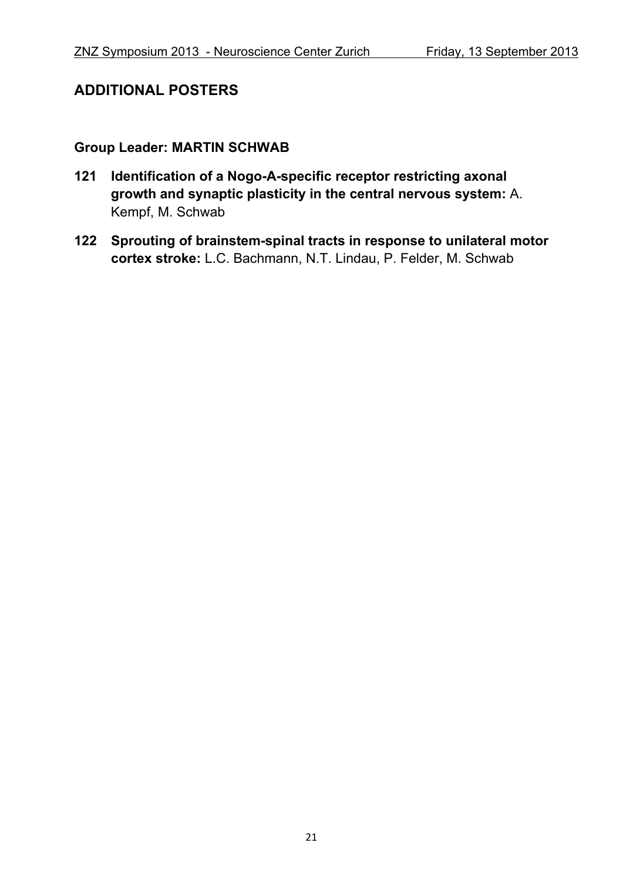## ADDITIONAL POSTERS

### Group Leader: MARTIN SCHWAB

**121 Identification of a Nogo-A-specific receptor restricting axonal growth and synaptic plasticity in the central nervous system:** A. Kempf, M. Schwab

**122 Sprouting of brainstem-spinal tracts in response to unilateral motor cortex stroke:** L.C. Bachmann, N.T. Lindau, P. Felder, M. Schwab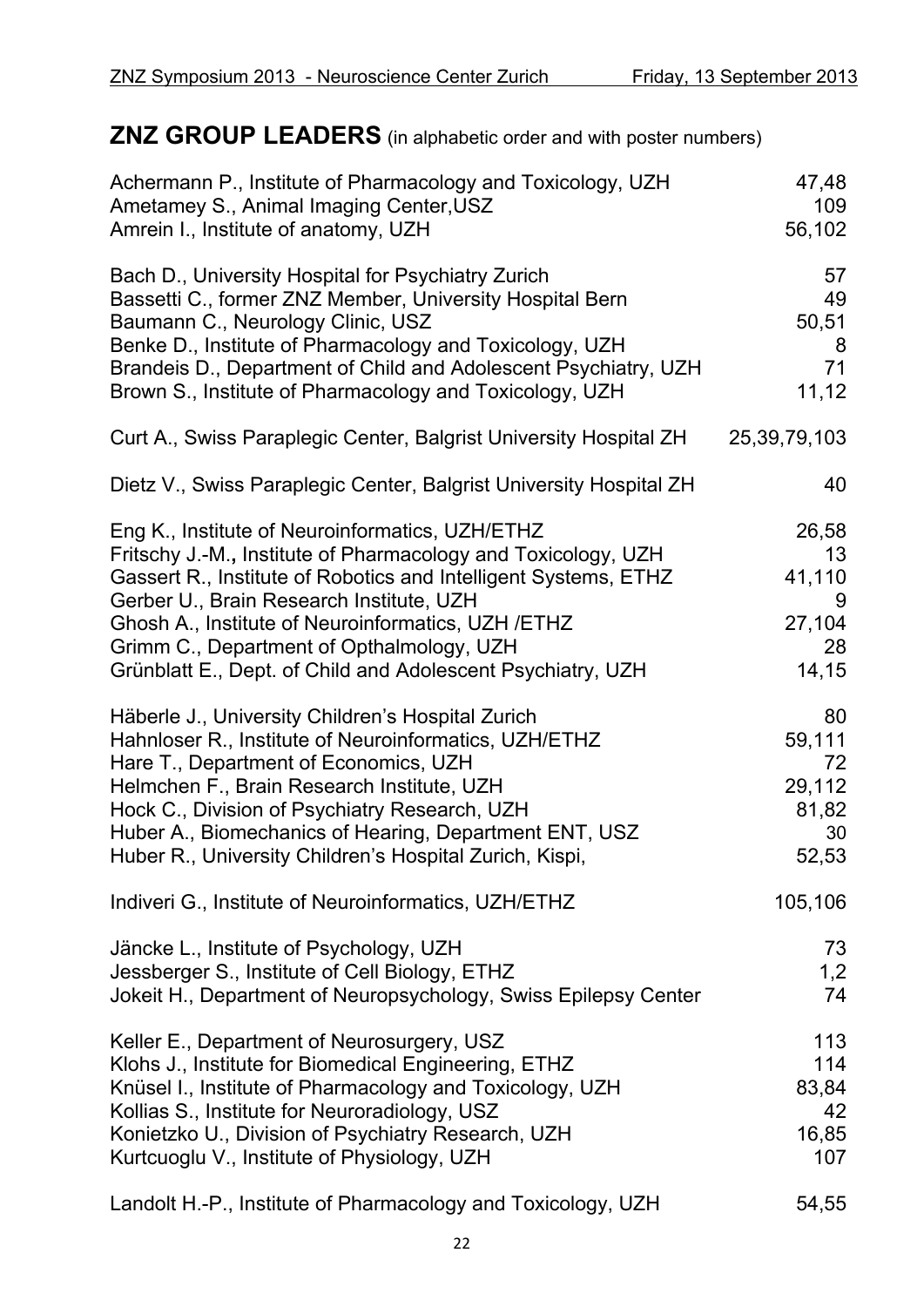## ZNZ GROUP LEADERS (in alphabetic order and with poster numbers)

| | |
|---|---|
| Achermann P., Institute of Pharmacology and Toxicology, UZH | 47,48 |
| Ametamey S., Animal Imaging Center,USZ | 109 |
| Amrein I., Institute of anatomy, UZH | 56,102 |
| Bach D., University Hospital for Psychiatry Zurich | 57 |
| Bassetti C., former ZNZ Member, University Hospital Bern | 49 |
| Baumann C., Neurology Clinic, USZ | 50,51 |
| Benke D., Institute of Pharmacology and Toxicology, UZH | 8 |
| Brandeis D., Department of Child and Adolescent Psychiatry, UZH | 71 |
| Brown S., Institute of Pharmacology and Toxicology, UZH | 11,12 |
| Curt A., Swiss Paraplegic Center, Balgrist University Hospital ZH | 25,39,79,103 |
| Dietz V., Swiss Paraplegic Center, Balgrist University Hospital ZH | 40 |
| Eng K., Institute of Neuroinformatics, UZH/ETHZ | 26,58 |
| Fritschy J.-M., Institute of Pharmacology and Toxicology, UZH | 13 |
| Gassert R., Institute of Robotics and Intelligent Systems, ETHZ | 41,110 |
| Gerber U., Brain Research Institute, UZH | 9 |
| Ghosh A., Institute of Neuroinformatics, UZH /ETHZ | 27,104 |
| Grimm C., Department of Opthalmology, UZH | 28 |
| Grünblatt E., Dept. of Child and Adolescent Psychiatry, UZH | 14,15 |
| Häberle J., University Children's Hospital Zurich | 80 |
| Hahnloser R., Institute of Neuroinformatics, UZH/ETHZ | 59,111 |
| Hare T., Department of Economics, UZH | 72 |
| Helmchen F., Brain Research Institute, UZH | 29,112 |
| Hock C., Division of Psychiatry Research, UZH | 81,82 |
| Huber A., Biomechanics of Hearing, Department ENT, USZ | 30 |
| Huber R., University Children's Hospital Zurich, Kispi, | 52,53 |
| Indiveri G., Institute of Neuroinformatics, UZH/ETHZ | 105,106 |
| Jäncke L., Institute of Psychology, UZH | 73 |
| Jessberger S., Institute of Cell Biology, ETHZ | 1,2 |
| Jokeit H., Department of Neuropsychology, Swiss Epilepsy Center | 74 |
| Keller E., Department of Neurosurgery, USZ | 113 |
| Klohs J., Institute for Biomedical Engineering, ETHZ | 114 |
| Knüsel I., Institute of Pharmacology and Toxicology, UZH | 83,84 |
| Kollias S., Institute for Neuroradiology, USZ | 42 |
| Konietzko U., Division of Psychiatry Research, UZH | 16,85 |
| Kurtcuoglu V., Institute of Physiology, UZH | 107 |
| Landolt H.-P., Institute of Pharmacology and Toxicology, UZH | 54,55 |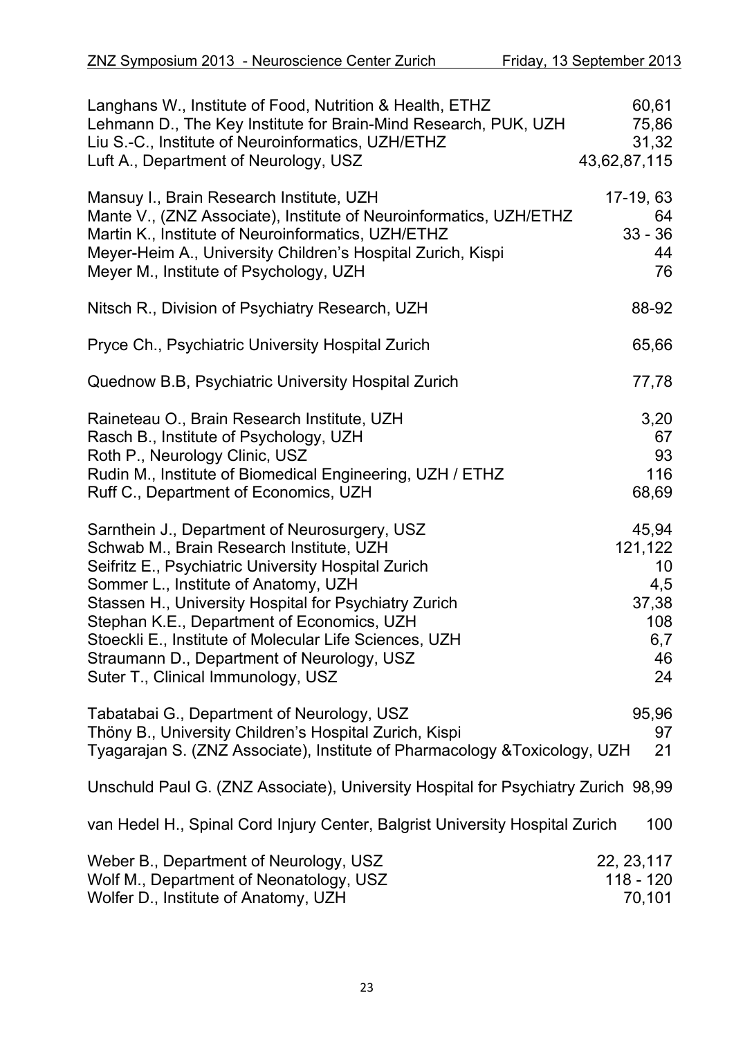Langhans W., Institute of Food, Nutrition & Health, ETHZ 60,61
Lehmann D., The Key Institute for Brain-Mind Research, PUK, UZH 75,86
Liu S.-C., Institute of Neuroinformatics, UZH/ETHZ 31,32
Luft A., Department of Neurology, USZ 43,62,87,115

Mansuy I., Brain Research Institute, UZH 17-19, 63
Mante V., (ZNZ Associate), Institute of Neuroinformatics, UZH/ETHZ 64
Martin K., Institute of Neuroinformatics, UZH/ETHZ 33 - 36
Meyer-Heim A., University Children's Hospital Zurich, Kispi 44
Meyer M., Institute of Psychology, UZH 76

Nitsch R., Division of Psychiatry Research, UZH 88-92

Pryce Ch., Psychiatric University Hospital Zurich 65,66

Quednow B.B, Psychiatric University Hospital Zurich 77,78

Raineteau O., Brain Research Institute, UZH 3,20
Rasch B., Institute of Psychology, UZH 67
Roth P., Neurology Clinic, USZ 93
Rudin M., Institute of Biomedical Engineering, UZH / ETHZ 116
Ruff C., Department of Economics, UZH 68,69

Sarnthein J., Department of Neurosurgery, USZ 45,94
Schwab M., Brain Research Institute, UZH 121,122
Seifritz E., Psychiatric University Hospital Zurich 10
Sommer L., Institute of Anatomy, UZH 4,5
Stassen H., University Hospital for Psychiatry Zurich 37,38
Stephan K.E., Department of Economics, UZH 108
Stoeckli E., Institute of Molecular Life Sciences, UZH 6,7
Straumann D., Department of Neurology, USZ 46
Suter T., Clinical Immunology, USZ 24

Tabatabai G., Department of Neurology, USZ 95,96
Thöny B., University Children's Hospital Zurich, Kispi 97
Tyagarajan S. (ZNZ Associate), Institute of Pharmacology &Toxicology, UZH 21

Unschuld Paul G. (ZNZ Associate), University Hospital for Psychiatry Zurich 98,99

van Hedel H., Spinal Cord Injury Center, Balgrist University Hospital Zurich 100

Weber B., Department of Neurology, USZ 22, 23,117
Wolf M., Department of Neonatology, USZ 118 - 120
Wolfer D., Institute of Anatomy, UZH 70,101